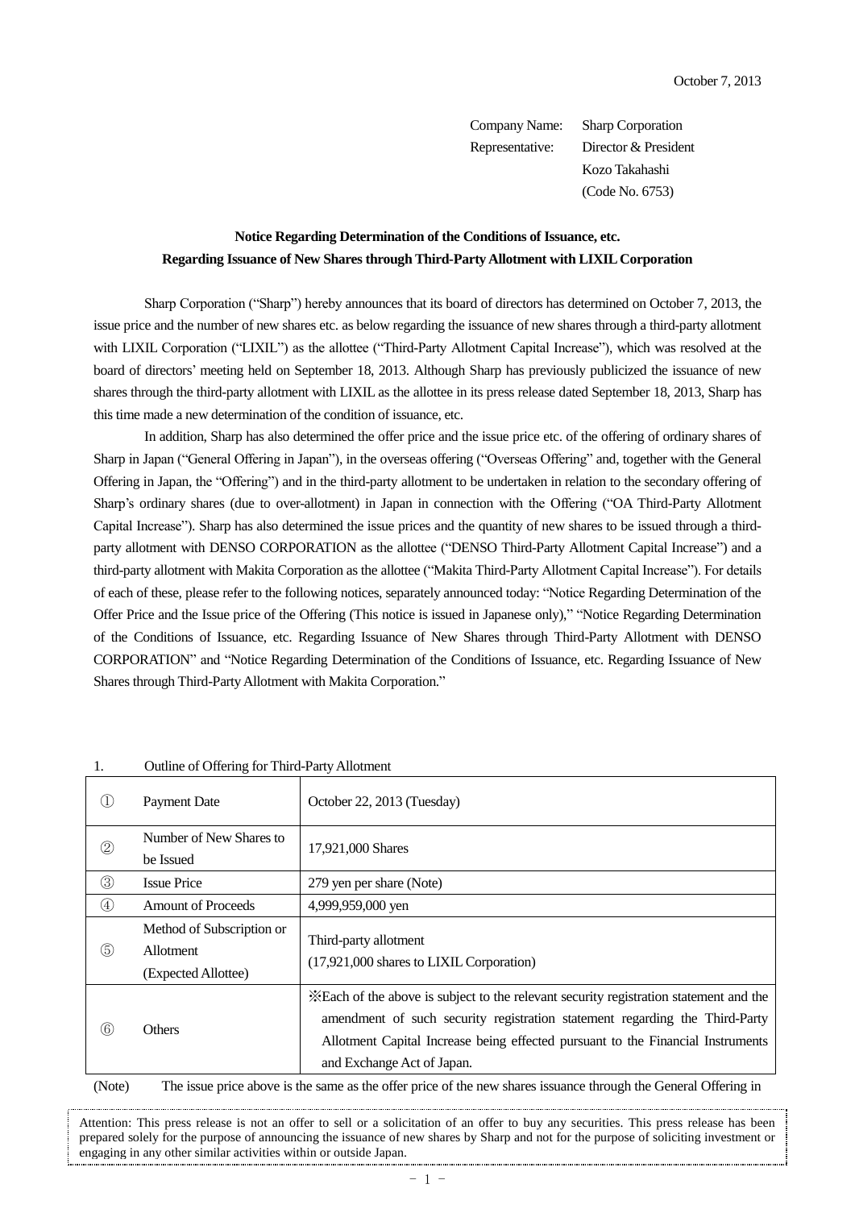October 7, 2013

Company Name: Sharp Corporation
Representative: Director & President
Kozo Takahashi
(Code No. 6753)

**Notice Regarding Determination of the Conditions of Issuance, etc.**
**Regarding Issuance of New Shares through Third-Party Allotment with LIXIL Corporation**

Sharp Corporation ("Sharp") hereby announces that its board of directors has determined on October 7, 2013, the issue price and the number of new shares etc. as below regarding the issuance of new shares through a third-party allotment with LIXIL Corporation ("LIXIL") as the allottee ("Third-Party Allotment Capital Increase"), which was resolved at the board of directors' meeting held on September 18, 2013. Although Sharp has previously publicized the issuance of new shares through the third-party allotment with LIXIL as the allottee in its press release dated September 18, 2013, Sharp has this time made a new determination of the condition of issuance, etc.

In addition, Sharp has also determined the offer price and the issue price etc. of the offering of ordinary shares of Sharp in Japan ("General Offering in Japan"), in the overseas offering ("Overseas Offering" and, together with the General Offering in Japan, the "Offering") and in the third-party allotment to be undertaken in relation to the secondary offering of Sharp's ordinary shares (due to over-allotment) in Japan in connection with the Offering ("OA Third-Party Allotment Capital Increase"). Sharp has also determined the issue prices and the quantity of new shares to be issued through a third-party allotment with DENSO CORPORATION as the allottee ("DENSO Third-Party Allotment Capital Increase") and a third-party allotment with Makita Corporation as the allottee ("Makita Third-Party Allotment Capital Increase"). For details of each of these, please refer to the following notices, separately announced today: "Notice Regarding Determination of the Offer Price and the Issue price of the Offering (This notice is issued in Japanese only)," "Notice Regarding Determination of the Conditions of Issuance, etc. Regarding Issuance of New Shares through Third-Party Allotment with DENSO CORPORATION" and "Notice Regarding Determination of the Conditions of Issuance, etc. Regarding Issuance of New Shares through Third-Party Allotment with Makita Corporation."

1. Outline of Offering for Third-Party Allotment

| | | |
|---|---|---|
| ① | Payment Date | October 22, 2013 (Tuesday) |
| ② | Number of New Shares to be Issued | 17,921,000 Shares |
| ③ | Issue Price | 279 yen per share (Note) |
| ④ | Amount of Proceeds | 4,999,959,000 yen |
| ⑤ | Method of Subscription or Allotment (Expected Allottee) | Third-party allotment (17,921,000 shares to LIXIL Corporation) |
| ⑥ | Others | ※Each of the above is subject to the relevant security registration statement and the amendment of such security registration statement regarding the Third-Party Allotment Capital Increase being effected pursuant to the Financial Instruments and Exchange Act of Japan. |

(Note) The issue price above is the same as the offer price of the new shares issuance through the General Offering in

Attention: This press release is not an offer to sell or a solicitation of an offer to buy any securities. This press release has been prepared solely for the purpose of announcing the issuance of new shares by Sharp and not for the purpose of soliciting investment or engaging in any other similar activities within or outside Japan.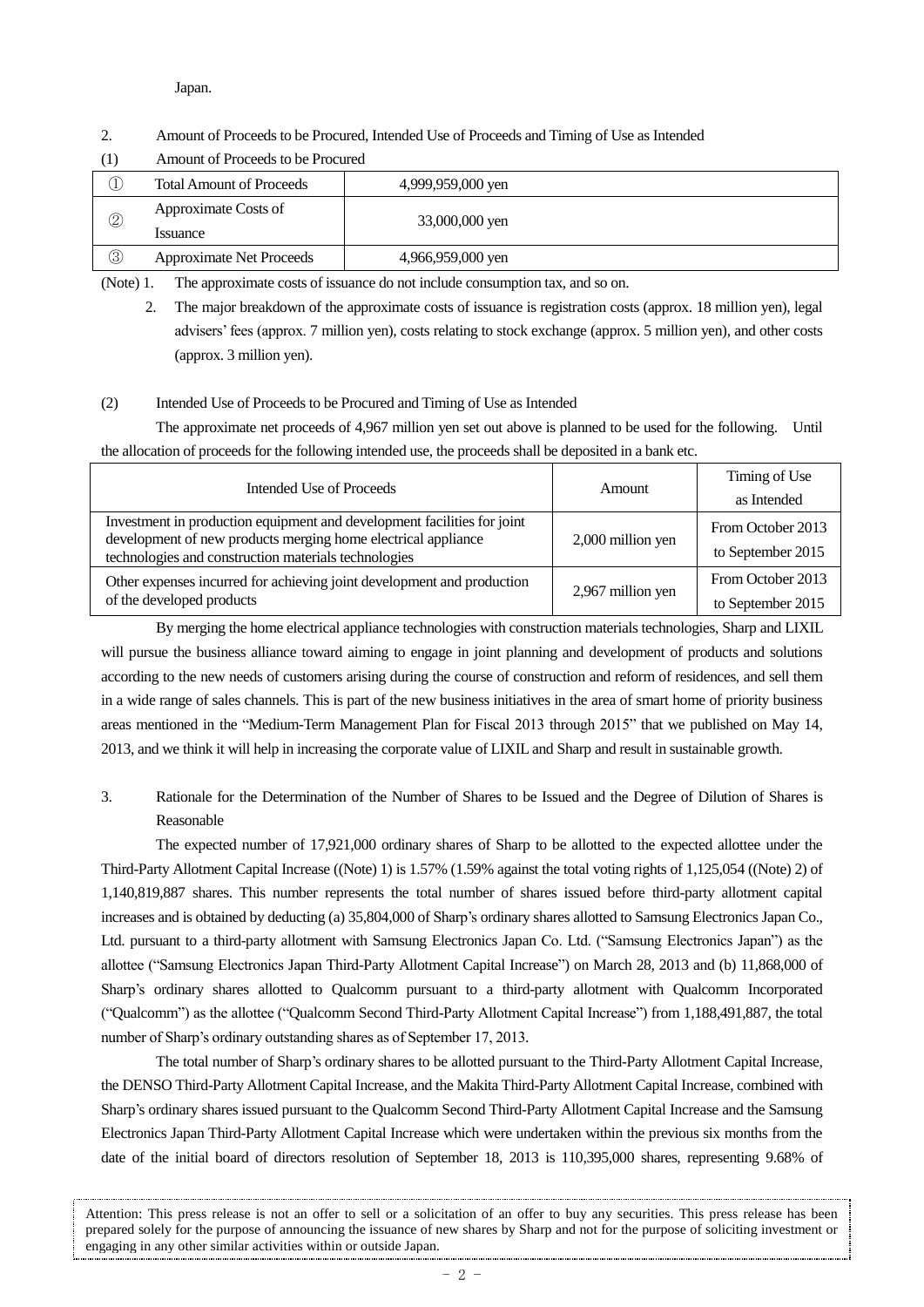Japan.

2. Amount of Proceeds to be Procured, Intended Use of Proceeds and Timing of Use as Intended

(1) Amount of Proceeds to be Procured

| | | |
|---|---|---|
| ① | Total Amount of Proceeds | 4,999,959,000 yen |
| ② | Approximate Costs of Issuance | 33,000,000 yen |
| ③ | Approximate Net Proceeds | 4,966,959,000 yen |

(Note) 1. The approximate costs of issuance do not include consumption tax, and so on.

2. The major breakdown of the approximate costs of issuance is registration costs (approx. 18 million yen), legal advisers' fees (approx. 7 million yen), costs relating to stock exchange (approx. 5 million yen), and other costs (approx. 3 million yen).

(2) Intended Use of Proceeds to be Procured and Timing of Use as Intended

The approximate net proceeds of 4,967 million yen set out above is planned to be used for the following. Until the allocation of proceeds for the following intended use, the proceeds shall be deposited in a bank etc.

| Intended Use of Proceeds | Amount | Timing of Use as Intended |
|---|---|---|
| Investment in production equipment and development facilities for joint development of new products merging home electrical appliance technologies and construction materials technologies | 2,000 million yen | From October 2013 to September 2015 |
| Other expenses incurred for achieving joint development and production of the developed products | 2,967 million yen | From October 2013 to September 2015 |

By merging the home electrical appliance technologies with construction materials technologies, Sharp and LIXIL will pursue the business alliance toward aiming to engage in joint planning and development of products and solutions according to the new needs of customers arising during the course of construction and reform of residences, and sell them in a wide range of sales channels. This is part of the new business initiatives in the area of smart home of priority business areas mentioned in the "Medium-Term Management Plan for Fiscal 2013 through 2015" that we published on May 14, 2013, and we think it will help in increasing the corporate value of LIXIL and Sharp and result in sustainable growth.

3. Rationale for the Determination of the Number of Shares to be Issued and the Degree of Dilution of Shares is Reasonable

The expected number of 17,921,000 ordinary shares of Sharp to be allotted to the expected allottee under the Third-Party Allotment Capital Increase ((Note) 1) is 1.57% (1.59% against the total voting rights of 1,125,054 ((Note) 2) of 1,140,819,887 shares. This number represents the total number of shares issued before third-party allotment capital increases and is obtained by deducting (a) 35,804,000 of Sharp's ordinary shares allotted to Samsung Electronics Japan Co., Ltd. pursuant to a third-party allotment with Samsung Electronics Japan Co. Ltd. ("Samsung Electronics Japan") as the allottee ("Samsung Electronics Japan Third-Party Allotment Capital Increase") on March 28, 2013 and (b) 11,868,000 of Sharp's ordinary shares allotted to Qualcomm pursuant to a third-party allotment with Qualcomm Incorporated ("Qualcomm") as the allottee ("Qualcomm Second Third-Party Allotment Capital Increase") from 1,188,491,887, the total number of Sharp's ordinary outstanding shares as of September 17, 2013.

The total number of Sharp's ordinary shares to be allotted pursuant to the Third-Party Allotment Capital Increase, the DENSO Third-Party Allotment Capital Increase, and the Makita Third-Party Allotment Capital Increase, combined with Sharp's ordinary shares issued pursuant to the Qualcomm Second Third-Party Allotment Capital Increase and the Samsung Electronics Japan Third-Party Allotment Capital Increase which were undertaken within the previous six months from the date of the initial board of directors resolution of September 18, 2013 is 110,395,000 shares, representing 9.68% of

Attention: This press release is not an offer to sell or a solicitation of an offer to buy any securities. This press release has been prepared solely for the purpose of announcing the issuance of new shares by Sharp and not for the purpose of soliciting investment or engaging in any other similar activities within or outside Japan.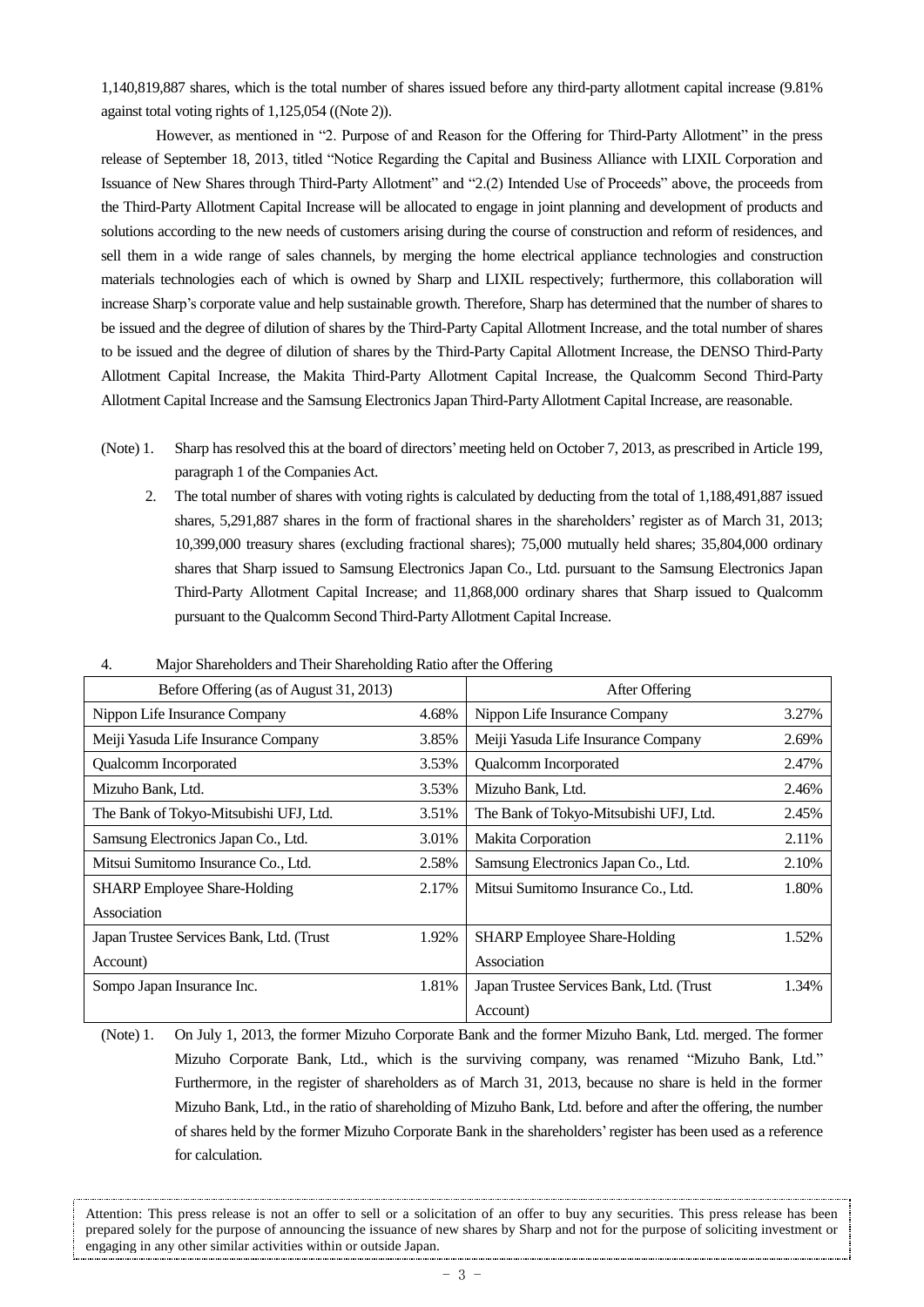1,140,819,887 shares, which is the total number of shares issued before any third-party allotment capital increase (9.81% against total voting rights of 1,125,054 ((Note 2)).

However, as mentioned in "2. Purpose of and Reason for the Offering for Third-Party Allotment" in the press release of September 18, 2013, titled "Notice Regarding the Capital and Business Alliance with LIXIL Corporation and Issuance of New Shares through Third-Party Allotment" and "2.(2) Intended Use of Proceeds" above, the proceeds from the Third-Party Allotment Capital Increase will be allocated to engage in joint planning and development of products and solutions according to the new needs of customers arising during the course of construction and reform of residences, and sell them in a wide range of sales channels, by merging the home electrical appliance technologies and construction materials technologies each of which is owned by Sharp and LIXIL respectively; furthermore, this collaboration will increase Sharp's corporate value and help sustainable growth. Therefore, Sharp has determined that the number of shares to be issued and the degree of dilution of shares by the Third-Party Capital Allotment Increase, and the total number of shares to be issued and the degree of dilution of shares by the Third-Party Capital Allotment Increase, the DENSO Third-Party Allotment Capital Increase, the Makita Third-Party Allotment Capital Increase, the Qualcomm Second Third-Party Allotment Capital Increase and the Samsung Electronics Japan Third-Party Allotment Capital Increase, are reasonable.

(Note) 1. Sharp has resolved this at the board of directors' meeting held on October 7, 2013, as prescribed in Article 199, paragraph 1 of the Companies Act.

2. The total number of shares with voting rights is calculated by deducting from the total of 1,188,491,887 issued shares, 5,291,887 shares in the form of fractional shares in the shareholders' register as of March 31, 2013; 10,399,000 treasury shares (excluding fractional shares); 75,000 mutually held shares; 35,804,000 ordinary shares that Sharp issued to Samsung Electronics Japan Co., Ltd. pursuant to the Samsung Electronics Japan Third-Party Allotment Capital Increase; and 11,868,000 ordinary shares that Sharp issued to Qualcomm pursuant to the Qualcomm Second Third-Party Allotment Capital Increase.

4. Major Shareholders and Their Shareholding Ratio after the Offering

| Before Offering (as of August 31, 2013) | | After Offering | |
|---|---|---|---|
| Nippon Life Insurance Company | 4.68% | Nippon Life Insurance Company | 3.27% |
| Meiji Yasuda Life Insurance Company | 3.85% | Meiji Yasuda Life Insurance Company | 2.69% |
| Qualcomm Incorporated | 3.53% | Qualcomm Incorporated | 2.47% |
| Mizuho Bank, Ltd. | 3.53% | Mizuho Bank, Ltd. | 2.46% |
| The Bank of Tokyo-Mitsubishi UFJ, Ltd. | 3.51% | The Bank of Tokyo-Mitsubishi UFJ, Ltd. | 2.45% |
| Samsung Electronics Japan Co., Ltd. | 3.01% | Makita Corporation | 2.11% |
| Mitsui Sumitomo Insurance Co., Ltd. | 2.58% | Samsung Electronics Japan Co., Ltd. | 2.10% |
| SHARP Employee Share-Holding Association | 2.17% | Mitsui Sumitomo Insurance Co., Ltd. | 1.80% |
| Japan Trustee Services Bank, Ltd. (Trust Account) | 1.92% | SHARP Employee Share-Holding Association | 1.52% |
| Sompo Japan Insurance Inc. | 1.81% | Japan Trustee Services Bank, Ltd. (Trust Account) | 1.34% |

(Note) 1. On July 1, 2013, the former Mizuho Corporate Bank and the former Mizuho Bank, Ltd. merged. The former Mizuho Corporate Bank, Ltd., which is the surviving company, was renamed "Mizuho Bank, Ltd." Furthermore, in the register of shareholders as of March 31, 2013, because no share is held in the former Mizuho Bank, Ltd., in the ratio of shareholding of Mizuho Bank, Ltd. before and after the offering, the number of shares held by the former Mizuho Corporate Bank in the shareholders' register has been used as a reference for calculation.

Attention: This press release is not an offer to sell or a solicitation of an offer to buy any securities. This press release has been prepared solely for the purpose of announcing the issuance of new shares by Sharp and not for the purpose of soliciting investment or engaging in any other similar activities within or outside Japan.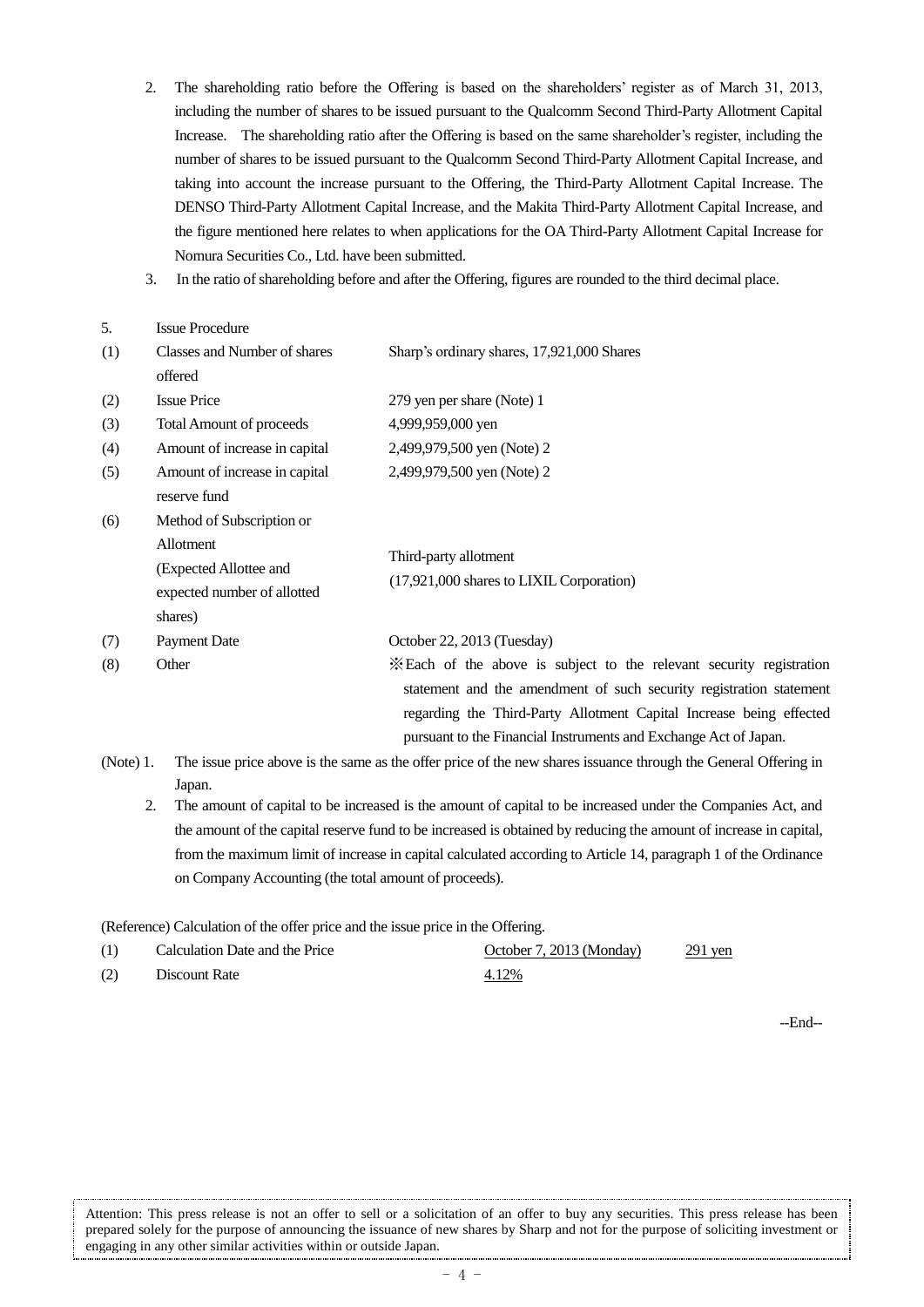2. The shareholding ratio before the Offering is based on the shareholders' register as of March 31, 2013, including the number of shares to be issued pursuant to the Qualcomm Second Third-Party Allotment Capital Increase. The shareholding ratio after the Offering is based on the same shareholder's register, including the number of shares to be issued pursuant to the Qualcomm Second Third-Party Allotment Capital Increase, and taking into account the increase pursuant to the Offering, the Third-Party Allotment Capital Increase. The DENSO Third-Party Allotment Capital Increase, and the Makita Third-Party Allotment Capital Increase, and the figure mentioned here relates to when applications for the OA Third-Party Allotment Capital Increase for Nomura Securities Co., Ltd. have been submitted.
3. In the ratio of shareholding before and after the Offering, figures are rounded to the third decimal place.

5. Issue Procedure

| | | |
|---|---|---|
| (1) | Classes and Number of shares offered | Sharp's ordinary shares, 17,921,000 Shares |
| (2) | Issue Price | 279 yen per share (Note) 1 |
| (3) | Total Amount of proceeds | 4,999,959,000 yen |
| (4) | Amount of increase in capital | 2,499,979,500 yen (Note) 2 |
| (5) | Amount of increase in capital reserve fund | 2,499,979,500 yen (Note) 2 |
| (6) | Method of Subscription or Allotment (Expected Allottee and expected number of allotted shares) | Third-party allotment (17,921,000 shares to LIXIL Corporation) |
| (7) | Payment Date | October 22, 2013 (Tuesday) |
| (8) | Other | ※Each of the above is subject to the relevant security registration statement and the amendment of such security registration statement regarding the Third-Party Allotment Capital Increase being effected pursuant to the Financial Instruments and Exchange Act of Japan. |

(Note) 1. The issue price above is the same as the offer price of the new shares issuance through the General Offering in Japan.

2. The amount of capital to be increased is the amount of capital to be increased under the Companies Act, and the amount of the capital reserve fund to be increased is obtained by reducing the amount of increase in capital, from the maximum limit of increase in capital calculated according to Article 14, paragraph 1 of the Ordinance on Company Accounting (the total amount of proceeds).

(Reference) Calculation of the offer price and the issue price in the Offering.

| | | | |
|---|---|---|---|
| (1) | Calculation Date and the Price | October 7, 2013 (Monday) | 291 yen |
| (2) | Discount Rate | 4.12% | |

--End--

Attention: This press release is not an offer to sell or a solicitation of an offer to buy any securities. This press release has been prepared solely for the purpose of announcing the issuance of new shares by Sharp and not for the purpose of soliciting investment or engaging in any other similar activities within or outside Japan.